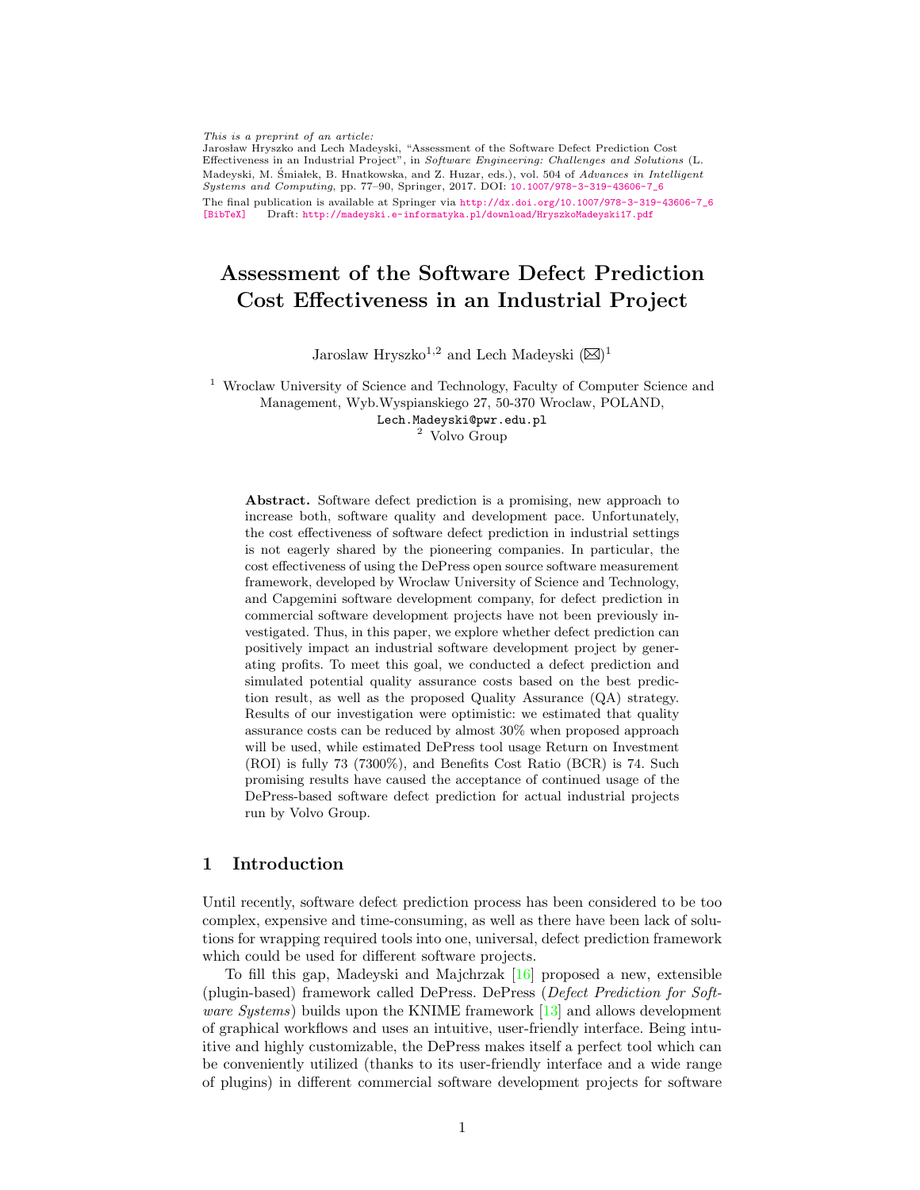*This is a preprint of an article:*
Jarosław Hryszko and Lech Madeyski, "Assessment of the Software Defect Prediction Cost Effectiveness in an Industrial Project", in *Software Engineering: Challenges and Solutions* (L. Madeyski, M. Śmiałek, B. Hnatkowska, and Z. Huzar, eds.), vol. 504 of *Advances in Intelligent Systems and Computing*, pp. 77–90, Springer, 2017. DOI: 10.1007/978-3-319-43606-7_6
The final publication is available at Springer via http://dx.doi.org/10.1007/978-3-319-43606-7_6
[BibTeX] Draft: http://madeyski.e-informatyka.pl/download/HryszkoMadeyski17.pdf

# Assessment of the Software Defect Prediction Cost Effectiveness in an Industrial Project

Jaroslaw Hryszko[1,2] and Lech Madeyski (✉)[1]

[1] Wroclaw University of Science and Technology, Faculty of Computer Science and Management, Wyb.Wyspianskiego 27, 50-370 Wroclaw, POLAND,
Lech.Madeyski@pwr.edu.pl
[2] Volvo Group

**Abstract.** Software defect prediction is a promising, new approach to increase both, software quality and development pace. Unfortunately, the cost effectiveness of software defect prediction in industrial settings is not eagerly shared by the pioneering companies. In particular, the cost effectiveness of using the DePress open source software measurement framework, developed by Wroclaw University of Science and Technology, and Capgemini software development company, for defect prediction in commercial software development projects have not been previously investigated. Thus, in this paper, we explore whether defect prediction can positively impact an industrial software development project by generating profits. To meet this goal, we conducted a defect prediction and simulated potential quality assurance costs based on the best prediction result, as well as the proposed Quality Assurance (QA) strategy. Results of our investigation were optimistic: we estimated that quality assurance costs can be reduced by almost 30% when proposed approach will be used, while estimated DePress tool usage Return on Investment (ROI) is fully 73 (7300%), and Benefits Cost Ratio (BCR) is 74. Such promising results have caused the acceptance of continued usage of the DePress-based software defect prediction for actual industrial projects run by Volvo Group.

## 1 Introduction

Until recently, software defect prediction process has been considered to be too complex, expensive and time-consuming, as well as there have been lack of solutions for wrapping required tools into one, universal, defect prediction framework which could be used for different software projects.

To fill this gap, Madeyski and Majchrzak [16] proposed a new, extensible (plugin-based) framework called DePress. DePress (*Defect Prediction for Software Systems*) builds upon the KNIME framework [13] and allows development of graphical workflows and uses an intuitive, user-friendly interface. Being intuitive and highly customizable, the DePress makes itself a perfect tool which can be conveniently utilized (thanks to its user-friendly interface and a wide range of plugins) in different commercial software development projects for software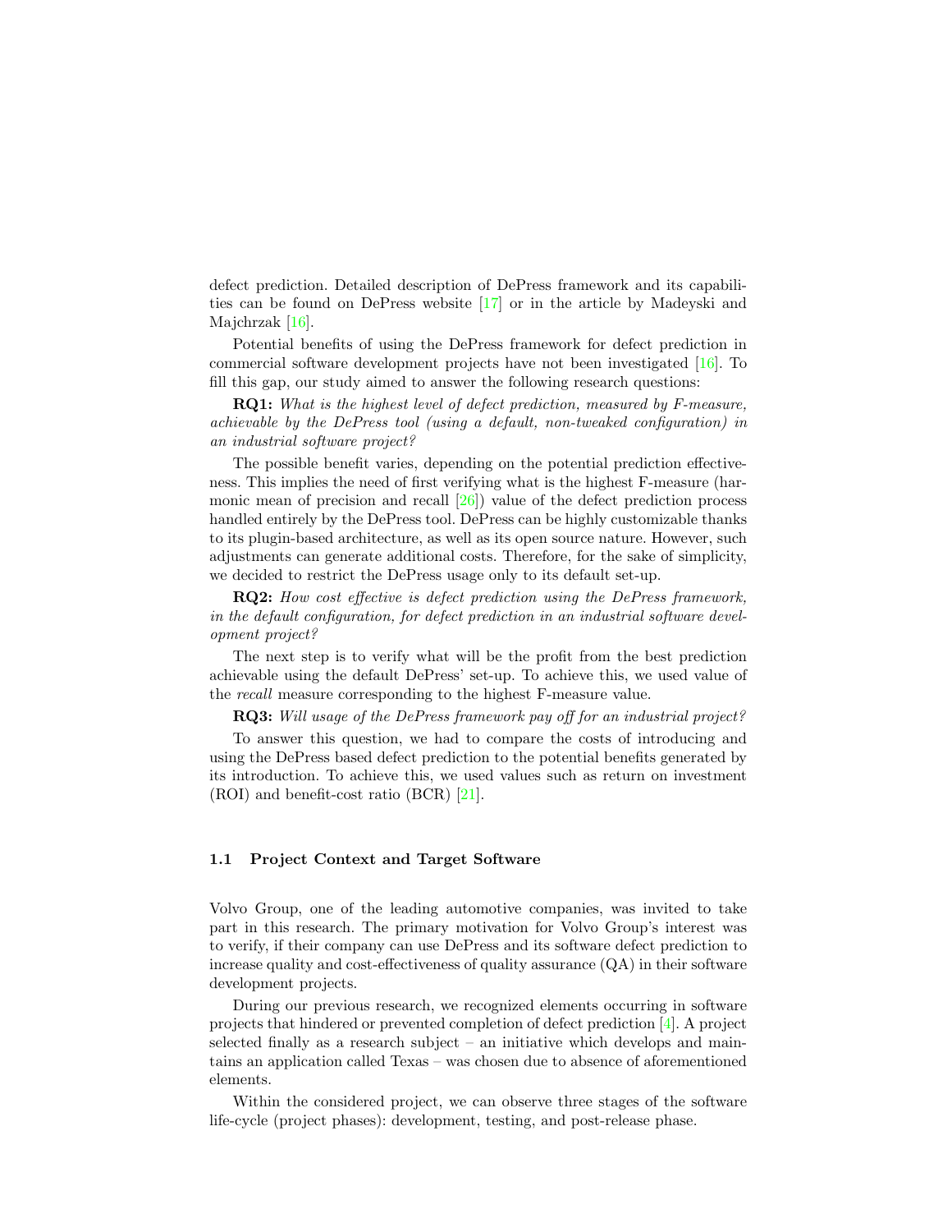defect prediction. Detailed description of DePress framework and its capabilities can be found on DePress website [17] or in the article by Madeyski and Majchrzak [16].

Potential benefits of using the DePress framework for defect prediction in commercial software development projects have not been investigated [16]. To fill this gap, our study aimed to answer the following research questions:

**RQ1:** *What is the highest level of defect prediction, measured by F-measure, achievable by the DePress tool (using a default, non-tweaked configuration) in an industrial software project?*

The possible benefit varies, depending on the potential prediction effectiveness. This implies the need of first verifying what is the highest F-measure (harmonic mean of precision and recall [26]) value of the defect prediction process handled entirely by the DePress tool. DePress can be highly customizable thanks to its plugin-based architecture, as well as its open source nature. However, such adjustments can generate additional costs. Therefore, for the sake of simplicity, we decided to restrict the DePress usage only to its default set-up.

**RQ2:** *How cost effective is defect prediction using the DePress framework, in the default configuration, for defect prediction in an industrial software development project?*

The next step is to verify what will be the profit from the best prediction achievable using the default DePress' set-up. To achieve this, we used value of the *recall* measure corresponding to the highest F-measure value.

**RQ3:** *Will usage of the DePress framework pay off for an industrial project?*

To answer this question, we had to compare the costs of introducing and using the DePress based defect prediction to the potential benefits generated by its introduction. To achieve this, we used values such as return on investment (ROI) and benefit-cost ratio (BCR) [21].

### 1.1 Project Context and Target Software

Volvo Group, one of the leading automotive companies, was invited to take part in this research. The primary motivation for Volvo Group's interest was to verify, if their company can use DePress and its software defect prediction to increase quality and cost-effectiveness of quality assurance (QA) in their software development projects.

During our previous research, we recognized elements occurring in software projects that hindered or prevented completion of defect prediction [4]. A project selected finally as a research subject – an initiative which develops and maintains an application called Texas – was chosen due to absence of aforementioned elements.

Within the considered project, we can observe three stages of the software life-cycle (project phases): development, testing, and post-release phase.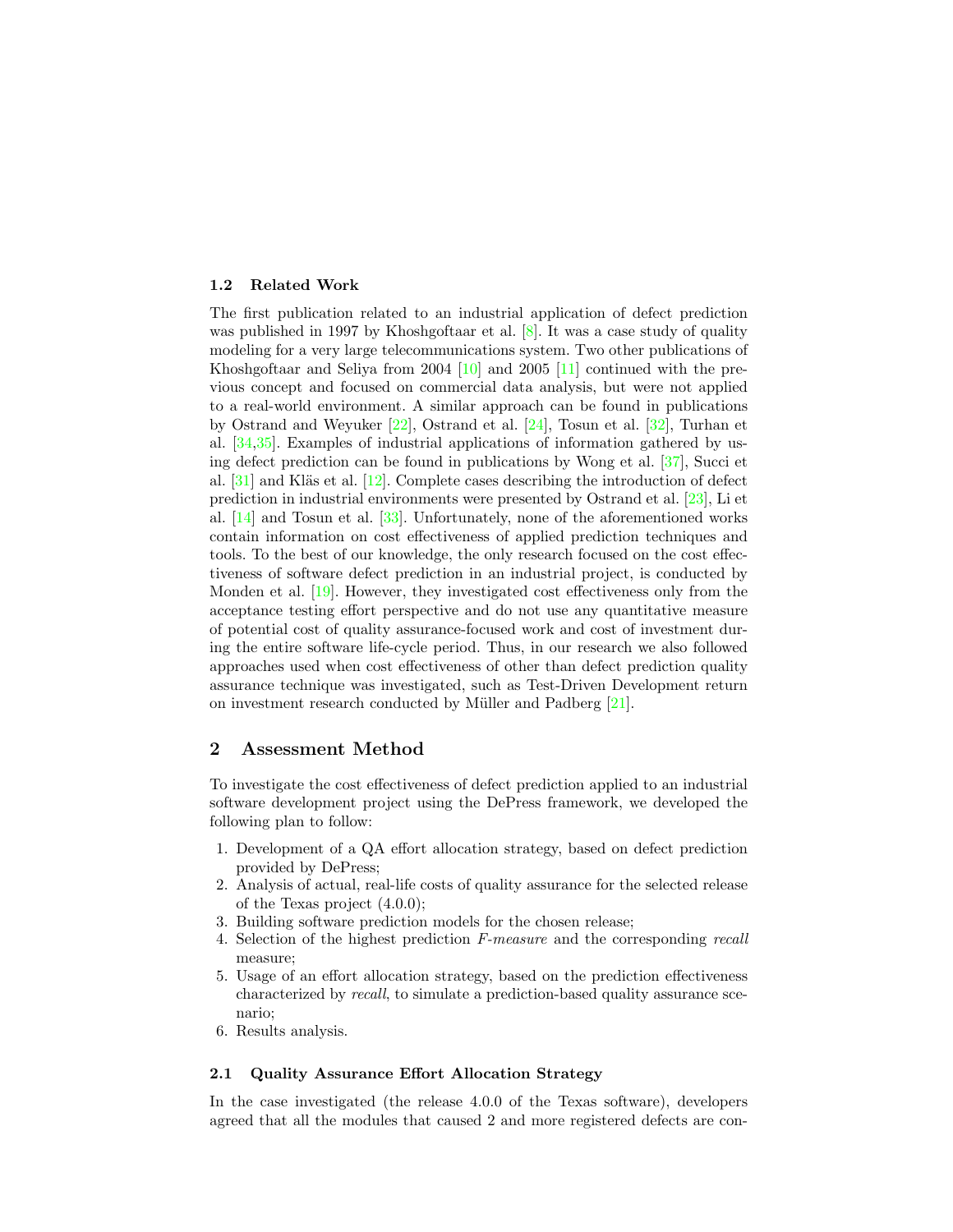### 1.2 Related Work

The first publication related to an industrial application of defect prediction was published in 1997 by Khoshgoftaar et al. [8]. It was a case study of quality modeling for a very large telecommunications system. Two other publications of Khoshgoftaar and Seliya from 2004 [10] and 2005 [11] continued with the previous concept and focused on commercial data analysis, but were not applied to a real-world environment. A similar approach can be found in publications by Ostrand and Weyuker [22], Ostrand et al. [24], Tosun et al. [32], Turhan et al. [34,35]. Examples of industrial applications of information gathered by using defect prediction can be found in publications by Wong et al. [37], Succi et al. [31] and Kläs et al. [12]. Complete cases describing the introduction of defect prediction in industrial environments were presented by Ostrand et al. [23], Li et al. [14] and Tosun et al. [33]. Unfortunately, none of the aforementioned works contain information on cost effectiveness of applied prediction techniques and tools. To the best of our knowledge, the only research focused on the cost effectiveness of software defect prediction in an industrial project, is conducted by Monden et al. [19]. However, they investigated cost effectiveness only from the acceptance testing effort perspective and do not use any quantitative measure of potential cost of quality assurance-focused work and cost of investment during the entire software life-cycle period. Thus, in our research we also followed approaches used when cost effectiveness of other than defect prediction quality assurance technique was investigated, such as Test-Driven Development return on investment research conducted by Müller and Padberg [21].

## 2 Assessment Method

To investigate the cost effectiveness of defect prediction applied to an industrial software development project using the DePress framework, we developed the following plan to follow:

1. Development of a QA effort allocation strategy, based on defect prediction provided by DePress;
2. Analysis of actual, real-life costs of quality assurance for the selected release of the Texas project (4.0.0);
3. Building software prediction models for the chosen release;
4. Selection of the highest prediction *F-measure* and the corresponding *recall* measure;
5. Usage of an effort allocation strategy, based on the prediction effectiveness characterized by *recall*, to simulate a prediction-based quality assurance scenario;
6. Results analysis.

### 2.1 Quality Assurance Effort Allocation Strategy

In the case investigated (the release 4.0.0 of the Texas software), developers agreed that all the modules that caused 2 and more registered defects are con-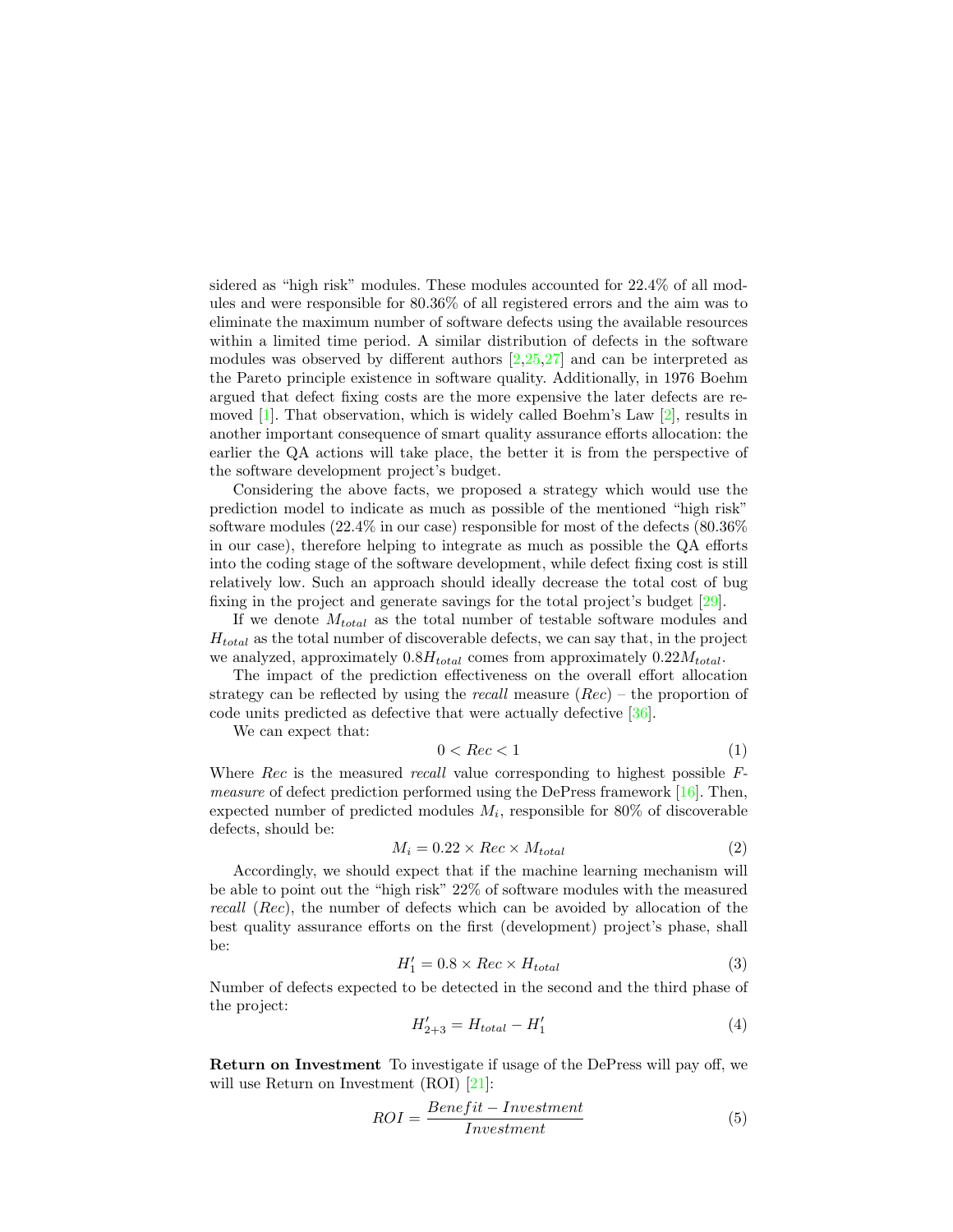sidered as "high risk" modules. These modules accounted for 22.4% of all modules and were responsible for 80.36% of all registered errors and the aim was to eliminate the maximum number of software defects using the available resources within a limited time period. A similar distribution of defects in the software modules was observed by different authors [2,25,27] and can be interpreted as the Pareto principle existence in software quality. Additionally, in 1976 Boehm argued that defect fixing costs are the more expensive the later defects are removed [1]. That observation, which is widely called Boehm's Law [2], results in another important consequence of smart quality assurance efforts allocation: the earlier the QA actions will take place, the better it is from the perspective of the software development project's budget.

Considering the above facts, we proposed a strategy which would use the prediction model to indicate as much as possible of the mentioned "high risk" software modules (22.4% in our case) responsible for most of the defects (80.36% in our case), therefore helping to integrate as much as possible the QA efforts into the coding stage of the software development, while defect fixing cost is still relatively low. Such an approach should ideally decrease the total cost of bug fixing in the project and generate savings for the total project's budget [29].

If we denote $M_{total}$ as the total number of testable software modules and $H_{total}$ as the total number of discoverable defects, we can say that, in the project we analyzed, approximately $0.8H_{total}$ comes from approximately $0.22M_{total}$.

The impact of the prediction effectiveness on the overall effort allocation strategy can be reflected by using the *recall* measure ($Rec$) – the proportion of code units predicted as defective that were actually defective [36].

We can expect that:

$$0 < Rec < 1 \tag{1}$$

Where $Rec$ is the measured *recall* value corresponding to highest possible *F-measure* of defect prediction performed using the DePress framework [16]. Then, expected number of predicted modules $M_i$, responsible for 80% of discoverable defects, should be:

$$M_i = 0.22 \times Rec \times M_{total} \tag{2}$$

Accordingly, we should expect that if the machine learning mechanism will be able to point out the "high risk" 22% of software modules with the measured *recall* ($Rec$), the number of defects which can be avoided by allocation of the best quality assurance efforts on the first (development) project's phase, shall be:

$$H'_1 = 0.8 \times Rec \times H_{total} \tag{3}$$

Number of defects expected to be detected in the second and the third phase of the project:

$$H'_{2+3} = H_{total} - H'_1 \tag{4}$$

**Return on Investment** To investigate if usage of the DePress will pay off, we will use Return on Investment (ROI) [21]:

$$ROI = \frac{Benefit - Investment}{Investment} \tag{5}$$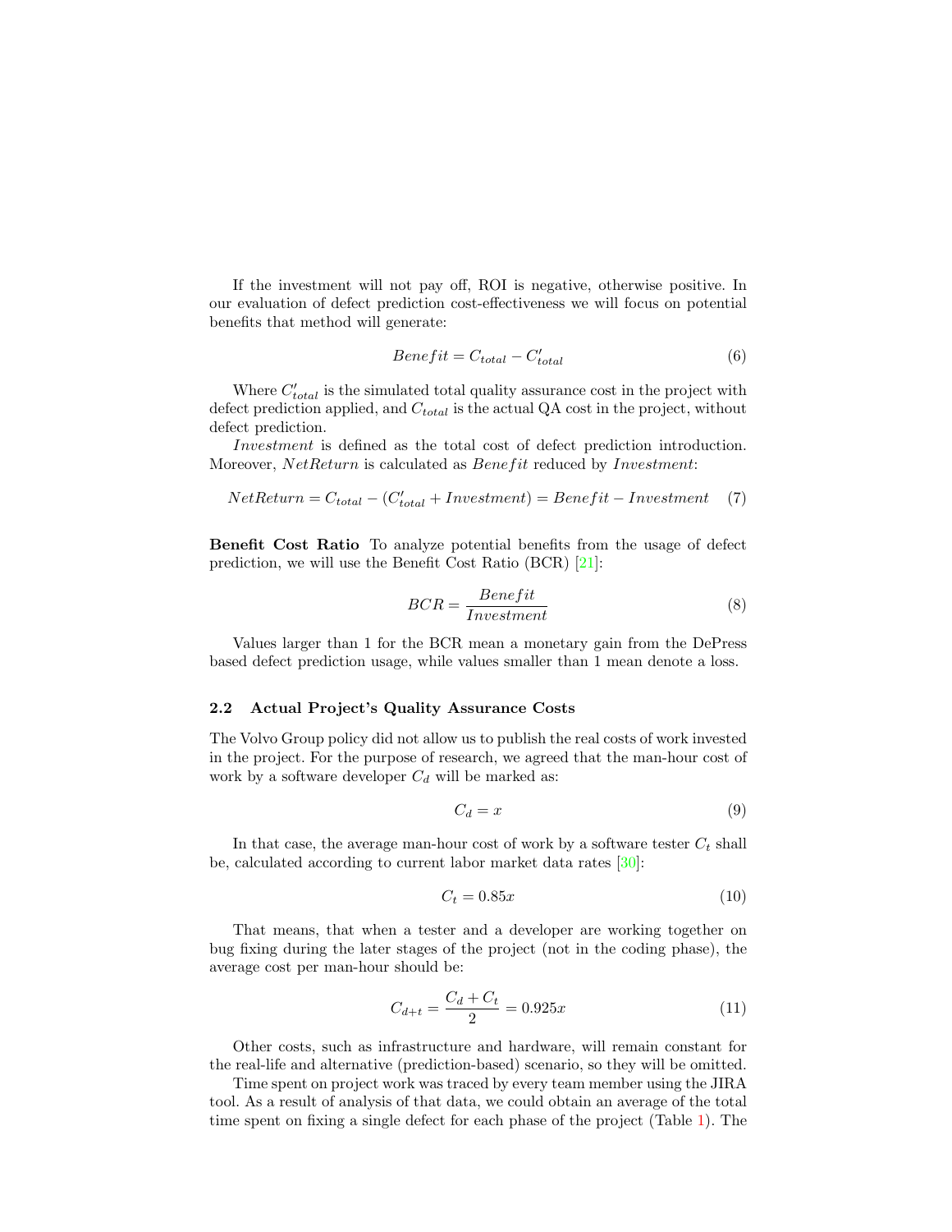If the investment will not pay off, ROI is negative, otherwise positive. In our evaluation of defect prediction cost-effectiveness we will focus on potential benefits that method will generate:

$$Benefit = C_{total} - C'_{total} \tag{6}$$

Where $C'_{total}$ is the simulated total quality assurance cost in the project with defect prediction applied, and $C_{total}$ is the actual QA cost in the project, without defect prediction.

*Investment* is defined as the total cost of defect prediction introduction. Moreover, *NetReturn* is calculated as *Benefit* reduced by *Investment*:

$$NetReturn = C_{total} - (C'_{total} + Investment) = Benefit - Investment \tag{7}$$

**Benefit Cost Ratio** To analyze potential benefits from the usage of defect prediction, we will use the Benefit Cost Ratio (BCR) [21]:

$$BCR = \frac{Benefit}{Investment} \tag{8}$$

Values larger than 1 for the BCR mean a monetary gain from the DePress based defect prediction usage, while values smaller than 1 mean denote a loss.

### 2.2 Actual Project's Quality Assurance Costs

The Volvo Group policy did not allow us to publish the real costs of work invested in the project. For the purpose of research, we agreed that the man-hour cost of work by a software developer $C_d$ will be marked as:

$$C_d = x \tag{9}$$

In that case, the average man-hour cost of work by a software tester $C_t$ shall be, calculated according to current labor market data rates [30]:

$$C_t = 0.85x \tag{10}$$

That means, that when a tester and a developer are working together on bug fixing during the later stages of the project (not in the coding phase), the average cost per man-hour should be:

$$C_{d+t} = \frac{C_d + C_t}{2} = 0.925x \tag{11}$$

Other costs, such as infrastructure and hardware, will remain constant for the real-life and alternative (prediction-based) scenario, so they will be omitted.

Time spent on project work was traced by every team member using the JIRA tool. As a result of analysis of that data, we could obtain an average of the total time spent on fixing a single defect for each phase of the project (Table 1). The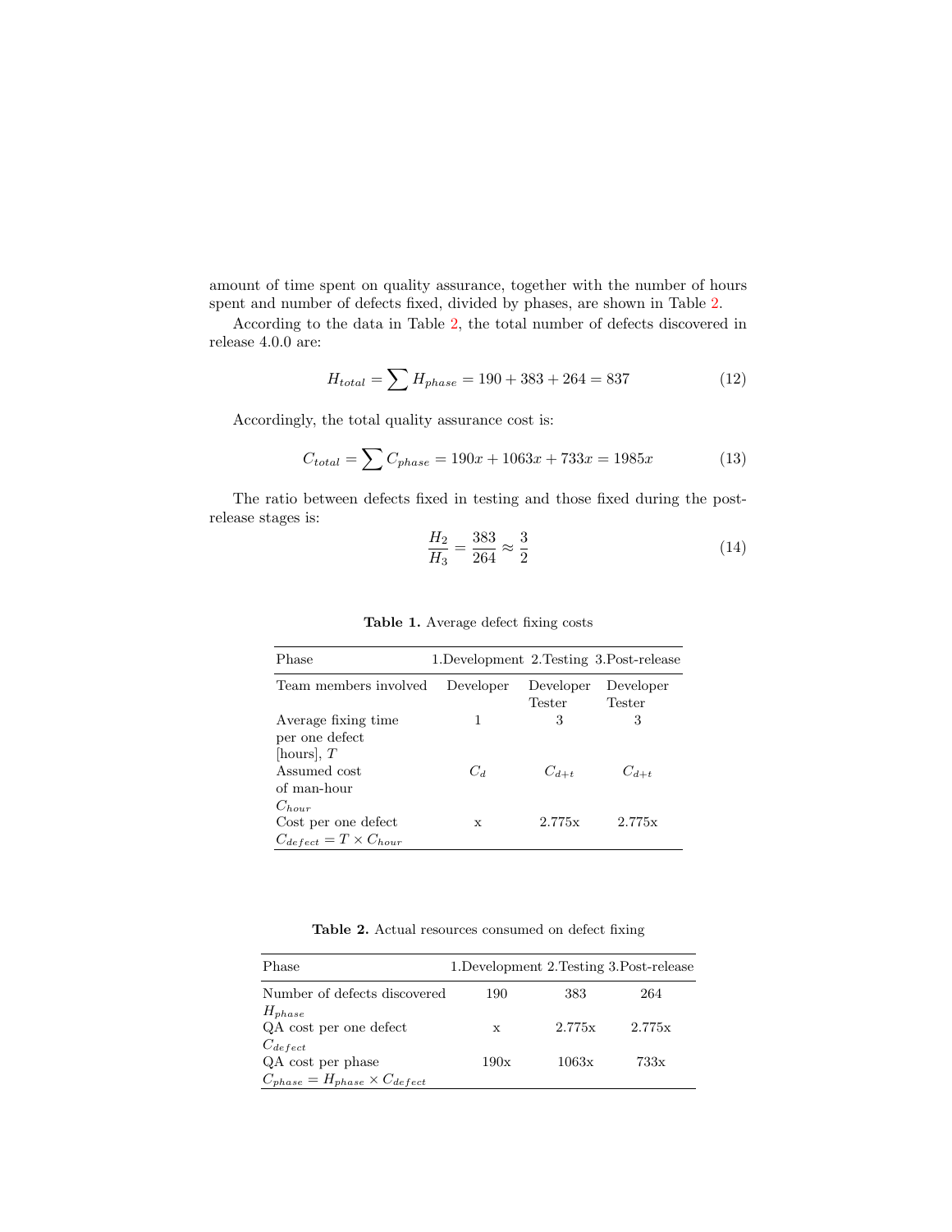amount of time spent on quality assurance, together with the number of hours spent and number of defects fixed, divided by phases, are shown in Table 2.

According to the data in Table 2, the total number of defects discovered in release 4.0.0 are:

$$H_{total} = \sum H_{phase} = 190 + 383 + 264 = 837 \tag{12}$$

Accordingly, the total quality assurance cost is:

$$C_{total} = \sum C_{phase} = 190x + 1063x + 733x = 1985x \tag{13}$$

The ratio between defects fixed in testing and those fixed during the post-release stages is:

$$\frac{H_2}{H_3} = \frac{383}{264} \approx \frac{3}{2} \tag{14}$$

**Table 1.** Average defect fixing costs

| Phase | 1.Development | 2.Testing | 3.Post-release |
|---|---|---|---|
| Team members involved | Developer | Developer Tester | Developer Tester |
| Average fixing time per one defect [hours], $T$ | 1 | 3 | 3 |
| Assumed cost of man-hour $C_{hour}$ | $C_d$ | $C_{d+t}$ | $C_{d+t}$ |
| Cost per one defect $C_{defect} = T \times C_{hour}$ | x | 2.775x | 2.775x |

**Table 2.** Actual resources consumed on defect fixing

| Phase | 1.Development | 2.Testing | 3.Post-release |
|---|---|---|---|
| Number of defects discovered $H_{phase}$ | 190 | 383 | 264 |
| QA cost per one defect $C_{defect}$ | x | 2.775x | 2.775x |
| QA cost per phase $C_{phase} = H_{phase} \times C_{defect}$ | 190x | 1063x | 733x |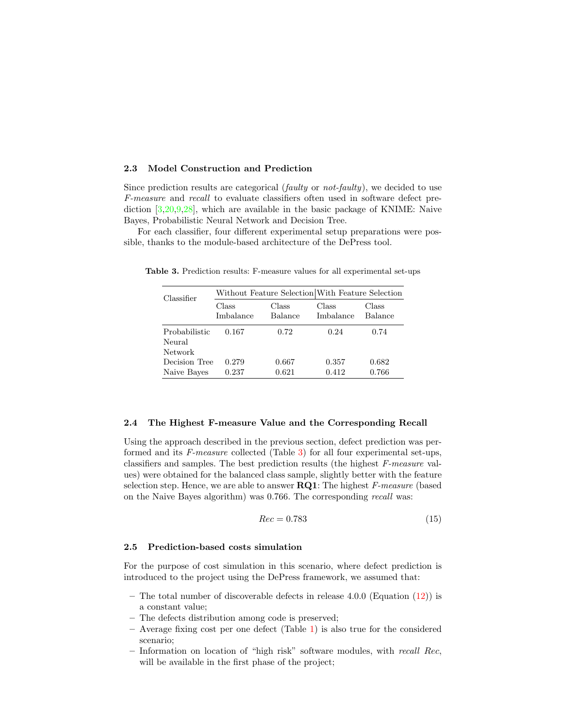### 2.3 Model Construction and Prediction

Since prediction results are categorical (*faulty* or *not-faulty*), we decided to use *F-measure* and *recall* to evaluate classifiers often used in software defect prediction [3,20,9,28], which are available in the basic package of KNIME: Naive Bayes, Probabilistic Neural Network and Decision Tree.

For each classifier, four different experimental setup preparations were possible, thanks to the module-based architecture of the DePress tool.

**Table 3.** Prediction results: F-measure values for all experimental set-ups

| Classifier | Without Feature Selection | | With Feature Selection | |
|---|---|---|---|---|
| | Class Imbalance | Class Balance | Class Imbalance | Class Balance |
| Probabilistic Neural Network | 0.167 | 0.72 | 0.24 | 0.74 |
| Decision Tree | 0.279 | 0.667 | 0.357 | 0.682 |
| Naive Bayes | 0.237 | 0.621 | 0.412 | 0.766 |

### 2.4 The Highest F-measure Value and the Corresponding Recall

Using the approach described in the previous section, defect prediction was performed and its *F-measure* collected (Table 3) for all four experimental set-ups, classifiers and samples. The best prediction results (the highest *F-measure* values) were obtained for the balanced class sample, slightly better with the feature selection step. Hence, we are able to answer **RQ1**: The highest *F-measure* (based on the Naive Bayes algorithm) was 0.766. The corresponding *recall* was:

$$Rec = 0.783 \tag{15}$$

### 2.5 Prediction-based costs simulation

For the purpose of cost simulation in this scenario, where defect prediction is introduced to the project using the DePress framework, we assumed that:

- The total number of discoverable defects in release 4.0.0 (Equation (12)) is a constant value;
- The defects distribution among code is preserved;
- Average fixing cost per one defect (Table 1) is also true for the considered scenario;
- Information on location of "high risk" software modules, with *recall* $Rec$, will be available in the first phase of the project;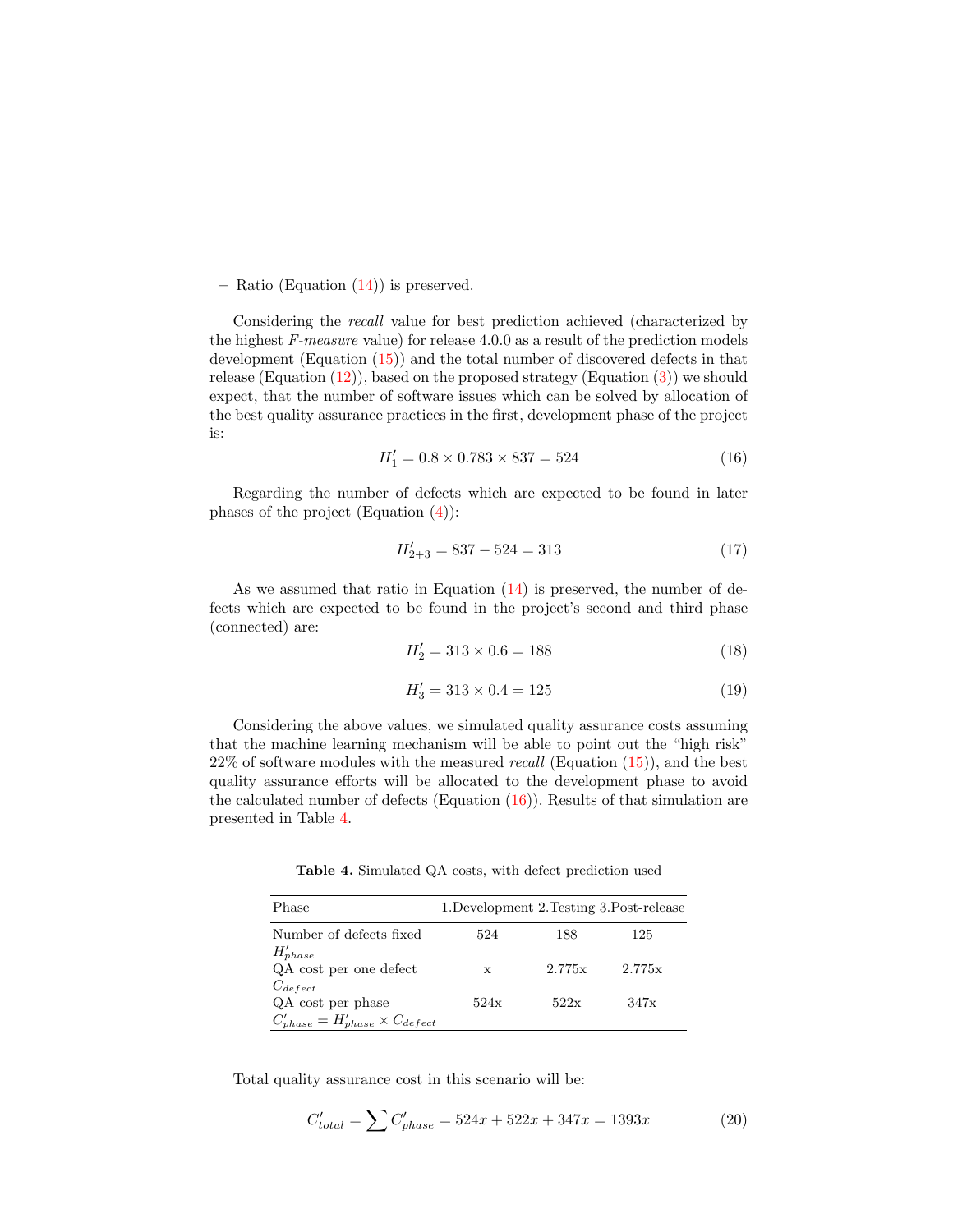– Ratio (Equation (14)) is preserved.

Considering the *recall* value for best prediction achieved (characterized by the highest *F-measure* value) for release 4.0.0 as a result of the prediction models development (Equation (15)) and the total number of discovered defects in that release (Equation (12)), based on the proposed strategy (Equation (3)) we should expect, that the number of software issues which can be solved by allocation of the best quality assurance practices in the first, development phase of the project is:

$$H'_1 = 0.8 \times 0.783 \times 837 = 524 \tag{16}$$

Regarding the number of defects which are expected to be found in later phases of the project (Equation (4)):

$$H'_{2+3} = 837 - 524 = 313 \tag{17}$$

As we assumed that ratio in Equation (14) is preserved, the number of defects which are expected to be found in the project's second and third phase (connected) are:

$$H'_2 = 313 \times 0.6 = 188 \tag{18}$$

$$H'_3 = 313 \times 0.4 = 125 \tag{19}$$

Considering the above values, we simulated quality assurance costs assuming that the machine learning mechanism will be able to point out the "high risk" 22% of software modules with the measured *recall* (Equation (15)), and the best quality assurance efforts will be allocated to the development phase to avoid the calculated number of defects (Equation (16)). Results of that simulation are presented in Table 4.

**Table 4.** Simulated QA costs, with defect prediction used

| Phase | 1.Development | 2.Testing | 3.Post-release |
|---|---|---|---|
| Number of defects fixed $H'_{phase}$ | 524 | 188 | 125 |
| QA cost per one defect $C_{defect}$ | x | 2.775x | 2.775x |
| QA cost per phase $C'_{phase} = H'_{phase} \times C_{defect}$ | 524x | 522x | 347x |

Total quality assurance cost in this scenario will be:

$$C'_{total} = \sum C'_{phase} = 524x + 522x + 347x = 1393x \tag{20}$$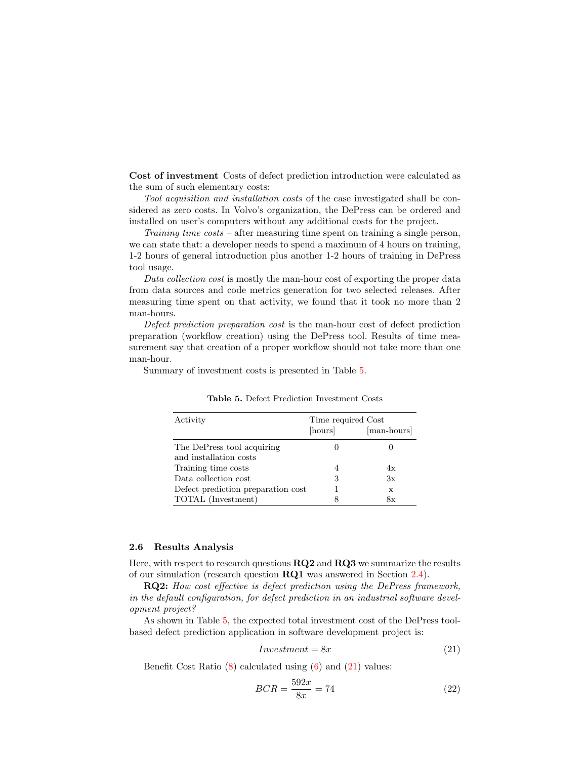**Cost of investment** Costs of defect prediction introduction were calculated as the sum of such elementary costs:

*Tool acquisition and installation costs* of the case investigated shall be considered as zero costs. In Volvo's organization, the DePress can be ordered and installed on user's computers without any additional costs for the project.

*Training time costs* – after measuring time spent on training a single person, we can state that: a developer needs to spend a maximum of 4 hours on training, 1-2 hours of general introduction plus another 1-2 hours of training in DePress tool usage.

*Data collection cost* is mostly the man-hour cost of exporting the proper data from data sources and code metrics generation for two selected releases. After measuring time spent on that activity, we found that it took no more than 2 man-hours.

*Defect prediction preparation cost* is the man-hour cost of defect prediction preparation (workflow creation) using the DePress tool. Results of time measurement say that creation of a proper workflow should not take more than one man-hour.

Summary of investment costs is presented in Table 5.

**Table 5.** Defect Prediction Investment Costs

| Activity | Time required [hours] | Cost [man-hours] |
|---|---|---|
| The DePress tool acquiring and installation costs | 0 | 0 |
| Training time costs | 4 | 4x |
| Data collection cost | 3 | 3x |
| Defect prediction preparation cost | 1 | x |
| TOTAL (Investment) | 8 | 8x |

### 2.6 Results Analysis

Here, with respect to research questions **RQ2** and **RQ3** we summarize the results of our simulation (research question **RQ1** was answered in Section 2.4).

**RQ2:** *How cost effective is defect prediction using the DePress framework, in the default configuration, for defect prediction in an industrial software development project?*

As shown in Table 5, the expected total investment cost of the DePress tool-based defect prediction application in software development project is:

$$Investment = 8x \tag{21}$$

Benefit Cost Ratio (8) calculated using (6) and (21) values:

$$BCR = \frac{592x}{8x} = 74 \tag{22}$$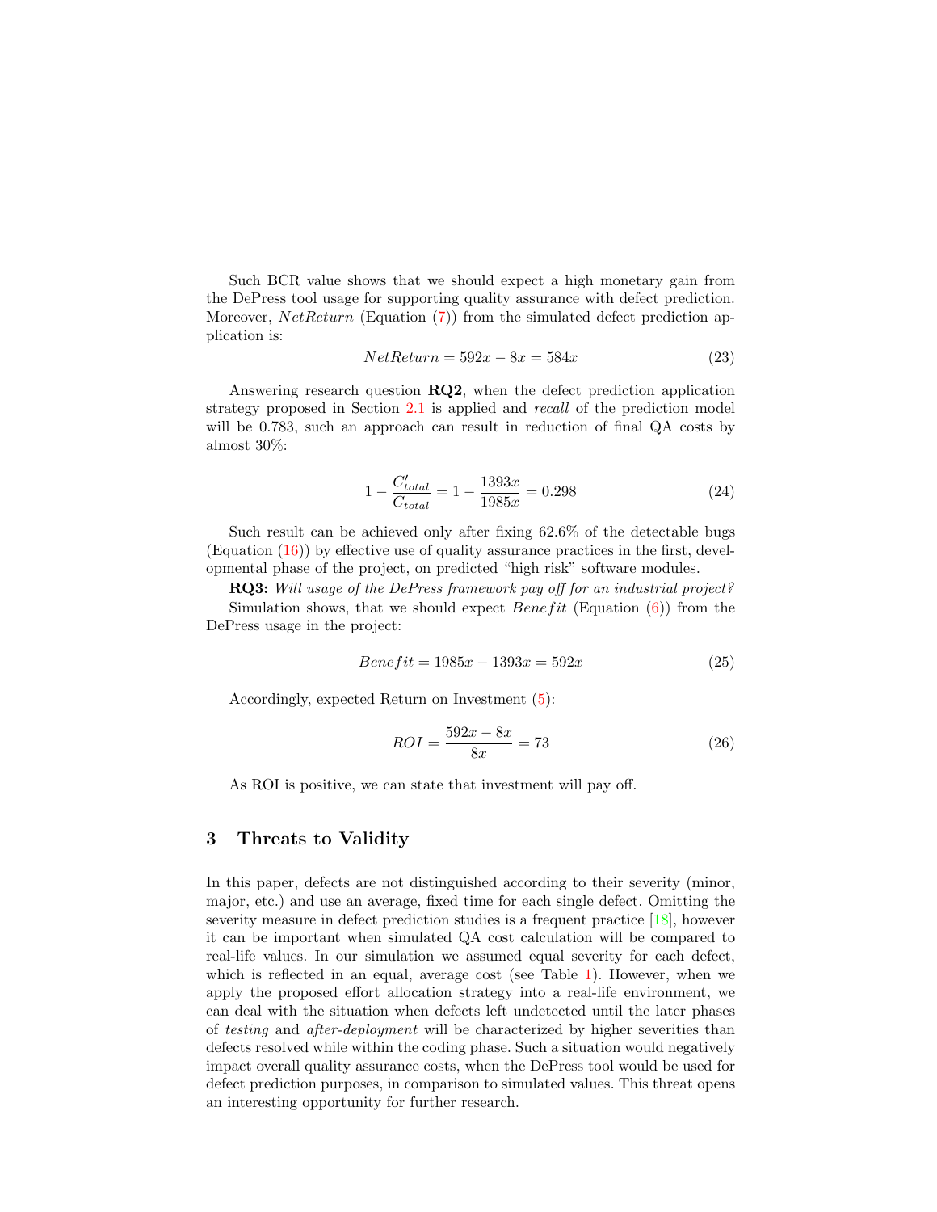Such BCR value shows that we should expect a high monetary gain from the DePress tool usage for supporting quality assurance with defect prediction. Moreover, $NetReturn$ (Equation (7)) from the simulated defect prediction application is:

$$NetReturn = 592x - 8x = 584x \tag{23}$$

Answering research question **RQ2**, when the defect prediction application strategy proposed in Section 2.1 is applied and *recall* of the prediction model will be 0.783, such an approach can result in reduction of final QA costs by almost 30%:

$$1 - \frac{C'_{total}}{C_{total}} = 1 - \frac{1393x}{1985x} = 0.298 \tag{24}$$

Such result can be achieved only after fixing 62.6% of the detectable bugs (Equation (16)) by effective use of quality assurance practices in the first, developmental phase of the project, on predicted "high risk" software modules.

**RQ3:** *Will usage of the DePress framework pay off for an industrial project?*

Simulation shows, that we should expect $Benefit$ (Equation (6)) from the DePress usage in the project:

$$Benefit = 1985x - 1393x = 592x \tag{25}$$

Accordingly, expected Return on Investment (5):

$$ROI = \frac{592x - 8x}{8x} = 73 \tag{26}$$

As ROI is positive, we can state that investment will pay off.

## 3 Threats to Validity

In this paper, defects are not distinguished according to their severity (minor, major, etc.) and use an average, fixed time for each single defect. Omitting the severity measure in defect prediction studies is a frequent practice [18], however it can be important when simulated QA cost calculation will be compared to real-life values. In our simulation we assumed equal severity for each defect, which is reflected in an equal, average cost (see Table 1). However, when we apply the proposed effort allocation strategy into a real-life environment, we can deal with the situation when defects left undetected until the later phases of *testing* and *after-deployment* will be characterized by higher severities than defects resolved while within the coding phase. Such a situation would negatively impact overall quality assurance costs, when the DePress tool would be used for defect prediction purposes, in comparison to simulated values. This threat opens an interesting opportunity for further research.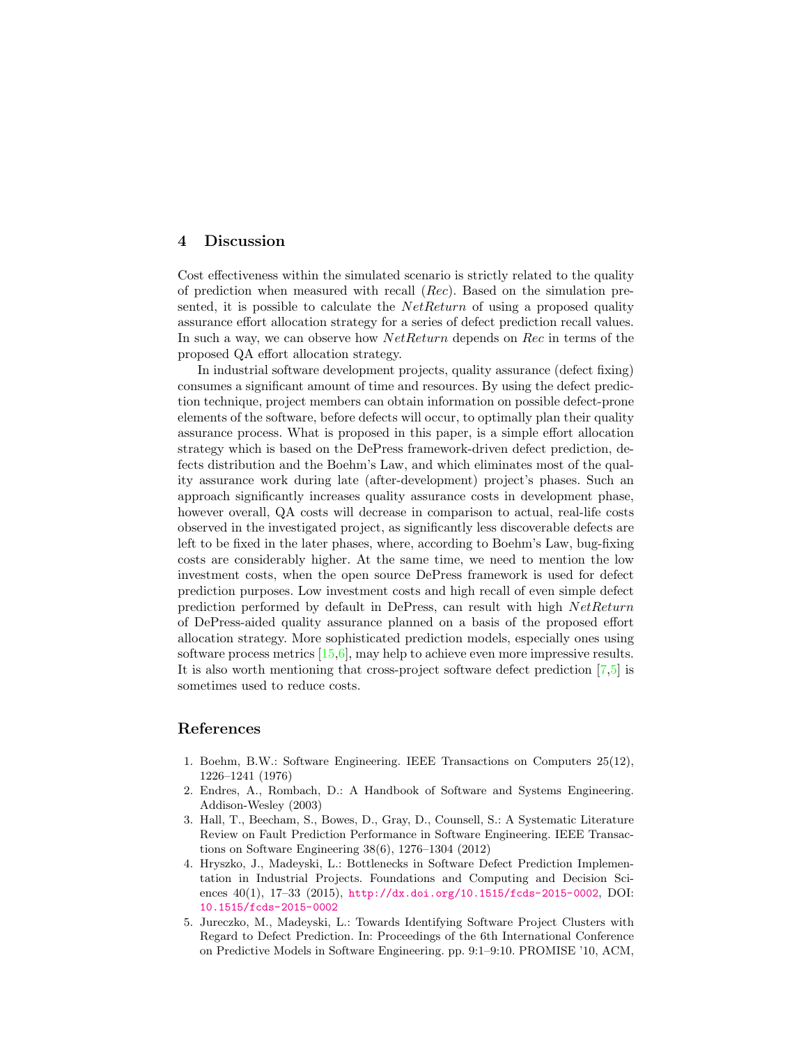## 4 Discussion

Cost effectiveness within the simulated scenario is strictly related to the quality of prediction when measured with recall ($Rec$). Based on the simulation presented, it is possible to calculate the $NetReturn$ of using a proposed quality assurance effort allocation strategy for a series of defect prediction recall values. In such a way, we can observe how $NetReturn$ depends on $Rec$ in terms of the proposed QA effort allocation strategy.

In industrial software development projects, quality assurance (defect fixing) consumes a significant amount of time and resources. By using the defect prediction technique, project members can obtain information on possible defect-prone elements of the software, before defects will occur, to optimally plan their quality assurance process. What is proposed in this paper, is a simple effort allocation strategy which is based on the DePress framework-driven defect prediction, defects distribution and the Boehm's Law, and which eliminates most of the quality assurance work during late (after-development) project's phases. Such an approach significantly increases quality assurance costs in development phase, however overall, QA costs will decrease in comparison to actual, real-life costs observed in the investigated project, as significantly less discoverable defects are left to be fixed in the later phases, where, according to Boehm's Law, bug-fixing costs are considerably higher. At the same time, we need to mention the low investment costs, when the open source DePress framework is used for defect prediction purposes. Low investment costs and high recall of even simple defect prediction performed by default in DePress, can result with high $NetReturn$ of DePress-aided quality assurance planned on a basis of the proposed effort allocation strategy. More sophisticated prediction models, especially ones using software process metrics [15,6], may help to achieve even more impressive results. It is also worth mentioning that cross-project software defect prediction [7,5] is sometimes used to reduce costs.

## References

1. Boehm, B.W.: Software Engineering. IEEE Transactions on Computers 25(12), 1226–1241 (1976)
2. Endres, A., Rombach, D.: A Handbook of Software and Systems Engineering. Addison-Wesley (2003)
3. Hall, T., Beecham, S., Bowes, D., Gray, D., Counsell, S.: A Systematic Literature Review on Fault Prediction Performance in Software Engineering. IEEE Transactions on Software Engineering 38(6), 1276–1304 (2012)
4. Hryszko, J., Madeyski, L.: Bottlenecks in Software Defect Prediction Implementation in Industrial Projects. Foundations and Computing and Decision Sciences 40(1), 17–33 (2015), http://dx.doi.org/10.1515/fcds-2015-0002, DOI: 10.1515/fcds-2015-0002
5. Jureczko, M., Madeyski, L.: Towards Identifying Software Project Clusters with Regard to Defect Prediction. In: Proceedings of the 6th International Conference on Predictive Models in Software Engineering. pp. 9:1–9:10. PROMISE '10, ACM,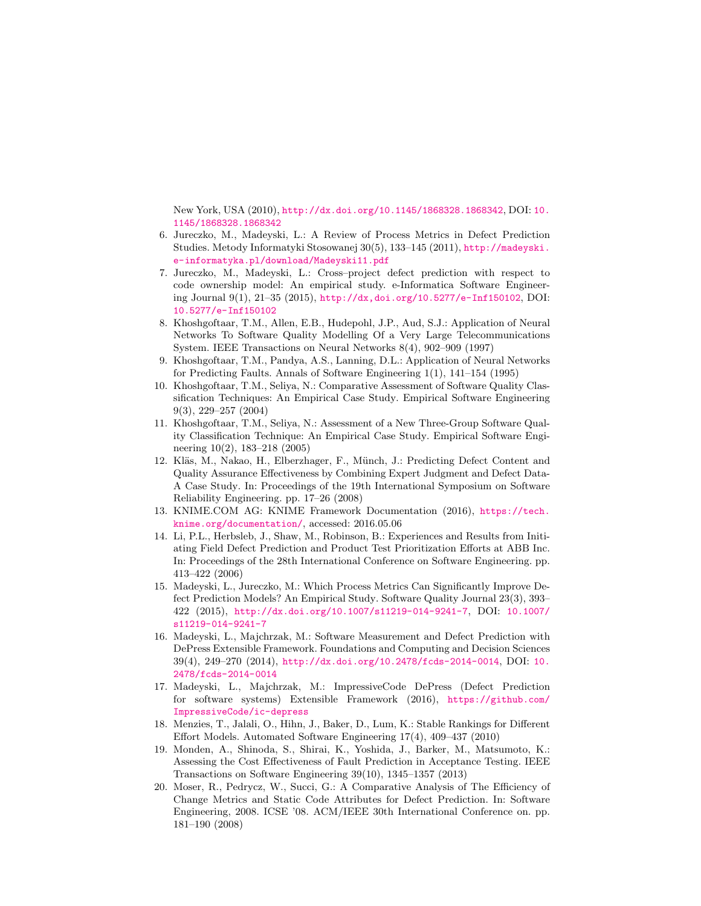New York, USA (2010), http://dx.doi.org/10.1145/1868328.1868342, DOI: 10.1145/1868328.1868342

6. Jureczko, M., Madeyski, L.: A Review of Process Metrics in Defect Prediction Studies. Metody Informatyki Stosowanej 30(5), 133–145 (2011), http://madeyski.e-informatyka.pl/download/Madeyski11.pdf
7. Jureczko, M., Madeyski, L.: Cross–project defect prediction with respect to code ownership model: An empirical study. e-Informatica Software Engineering Journal 9(1), 21–35 (2015), http://dx,doi.org/10.5277/e-Inf150102, DOI: 10.5277/e-Inf150102
8. Khoshgoftaar, T.M., Allen, E.B., Hudepohl, J.P., Aud, S.J.: Application of Neural Networks To Software Quality Modelling Of a Very Large Telecommunications System. IEEE Transactions on Neural Networks 8(4), 902–909 (1997)
9. Khoshgoftaar, T.M., Pandya, A.S., Lanning, D.L.: Application of Neural Networks for Predicting Faults. Annals of Software Engineering 1(1), 141–154 (1995)
10. Khoshgoftaar, T.M., Seliya, N.: Comparative Assessment of Software Quality Classification Techniques: An Empirical Case Study. Empirical Software Engineering 9(3), 229–257 (2004)
11. Khoshgoftaar, T.M., Seliya, N.: Assessment of a New Three-Group Software Quality Classification Technique: An Empirical Case Study. Empirical Software Engineering 10(2), 183–218 (2005)
12. Kläs, M., Nakao, H., Elberzhager, F., Münch, J.: Predicting Defect Content and Quality Assurance Effectiveness by Combining Expert Judgment and Defect Data-A Case Study. In: Proceedings of the 19th International Symposium on Software Reliability Engineering. pp. 17–26 (2008)
13. KNIME.COM AG: KNIME Framework Documentation (2016), https://tech.knime.org/documentation/, accessed: 2016.05.06
14. Li, P.L., Herbsleb, J., Shaw, M., Robinson, B.: Experiences and Results from Initiating Field Defect Prediction and Product Test Prioritization Efforts at ABB Inc. In: Proceedings of the 28th International Conference on Software Engineering. pp. 413–422 (2006)
15. Madeyski, L., Jureczko, M.: Which Process Metrics Can Significantly Improve Defect Prediction Models? An Empirical Study. Software Quality Journal 23(3), 393–422 (2015), http://dx.doi.org/10.1007/s11219-014-9241-7, DOI: 10.1007/s11219-014-9241-7
16. Madeyski, L., Majchrzak, M.: Software Measurement and Defect Prediction with DePress Extensible Framework. Foundations and Computing and Decision Sciences 39(4), 249–270 (2014), http://dx.doi.org/10.2478/fcds-2014-0014, DOI: 10.2478/fcds-2014-0014
17. Madeyski, L., Majchrzak, M.: ImpressiveCode DePress (Defect Prediction for software systems) Extensible Framework (2016), https://github.com/ImpressiveCode/ic-depress
18. Menzies, T., Jalali, O., Hihn, J., Baker, D., Lum, K.: Stable Rankings for Different Effort Models. Automated Software Engineering 17(4), 409–437 (2010)
19. Monden, A., Shinoda, S., Shirai, K., Yoshida, J., Barker, M., Matsumoto, K.: Assessing the Cost Effectiveness of Fault Prediction in Acceptance Testing. IEEE Transactions on Software Engineering 39(10), 1345–1357 (2013)
20. Moser, R., Pedrycz, W., Succi, G.: A Comparative Analysis of The Efficiency of Change Metrics and Static Code Attributes for Defect Prediction. In: Software Engineering, 2008. ICSE '08. ACM/IEEE 30th International Conference on. pp. 181–190 (2008)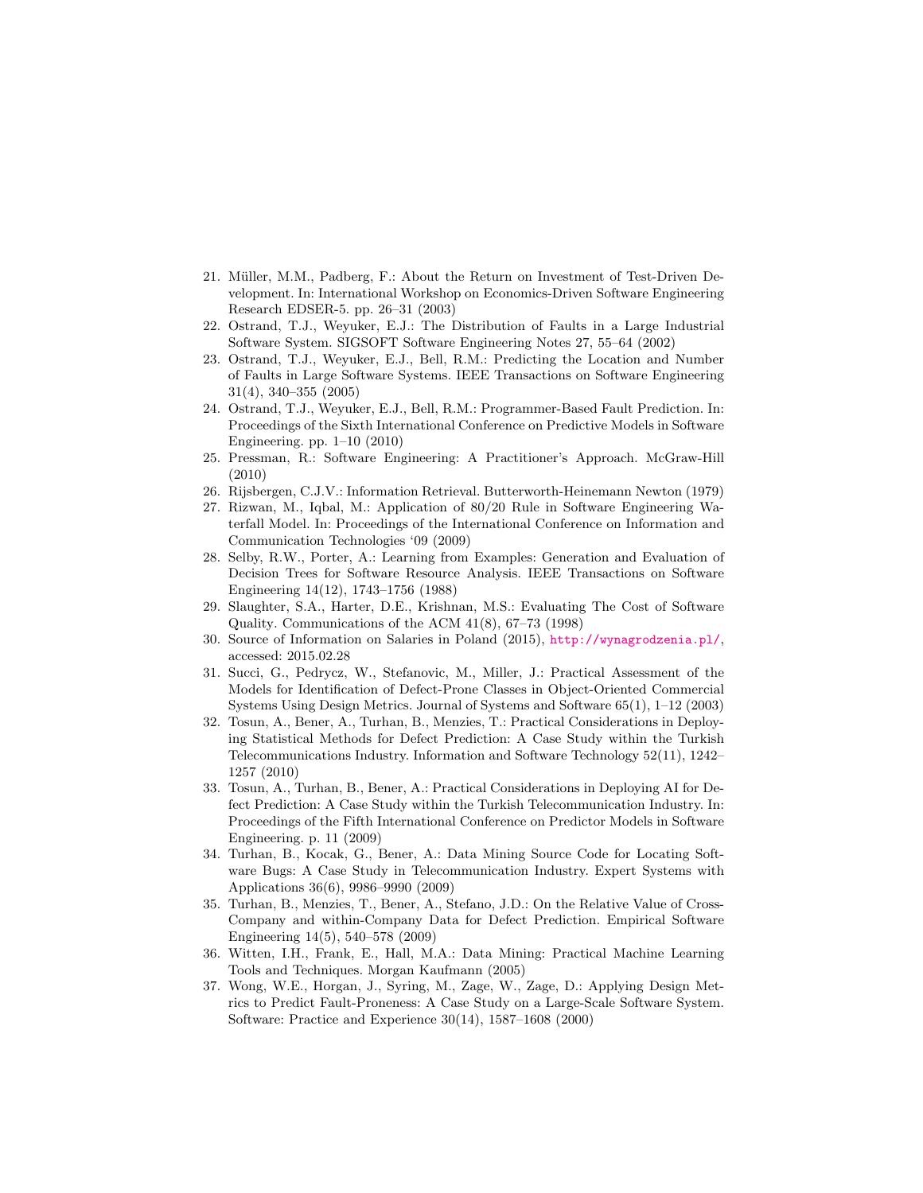21. Müller, M.M., Padberg, F.: About the Return on Investment of Test-Driven Development. In: International Workshop on Economics-Driven Software Engineering Research EDSER-5. pp. 26–31 (2003)
22. Ostrand, T.J., Weyuker, E.J.: The Distribution of Faults in a Large Industrial Software System. SIGSOFT Software Engineering Notes 27, 55–64 (2002)
23. Ostrand, T.J., Weyuker, E.J., Bell, R.M.: Predicting the Location and Number of Faults in Large Software Systems. IEEE Transactions on Software Engineering 31(4), 340–355 (2005)
24. Ostrand, T.J., Weyuker, E.J., Bell, R.M.: Programmer-Based Fault Prediction. In: Proceedings of the Sixth International Conference on Predictive Models in Software Engineering. pp. 1–10 (2010)
25. Pressman, R.: Software Engineering: A Practitioner's Approach. McGraw-Hill (2010)
26. Rijsbergen, C.J.V.: Information Retrieval. Butterworth-Heinemann Newton (1979)
27. Rizwan, M., Iqbal, M.: Application of 80/20 Rule in Software Engineering Waterfall Model. In: Proceedings of the International Conference on Information and Communication Technologies '09 (2009)
28. Selby, R.W., Porter, A.: Learning from Examples: Generation and Evaluation of Decision Trees for Software Resource Analysis. IEEE Transactions on Software Engineering 14(12), 1743–1756 (1988)
29. Slaughter, S.A., Harter, D.E., Krishnan, M.S.: Evaluating The Cost of Software Quality. Communications of the ACM 41(8), 67–73 (1998)
30. Source of Information on Salaries in Poland (2015), http://wynagrodzenia.pl/, accessed: 2015.02.28
31. Succi, G., Pedrycz, W., Stefanovic, M., Miller, J.: Practical Assessment of the Models for Identification of Defect-Prone Classes in Object-Oriented Commercial Systems Using Design Metrics. Journal of Systems and Software 65(1), 1–12 (2003)
32. Tosun, A., Bener, A., Turhan, B., Menzies, T.: Practical Considerations in Deploying Statistical Methods for Defect Prediction: A Case Study within the Turkish Telecommunications Industry. Information and Software Technology 52(11), 1242–1257 (2010)
33. Tosun, A., Turhan, B., Bener, A.: Practical Considerations in Deploying AI for Defect Prediction: A Case Study within the Turkish Telecommunication Industry. In: Proceedings of the Fifth International Conference on Predictor Models in Software Engineering. p. 11 (2009)
34. Turhan, B., Kocak, G., Bener, A.: Data Mining Source Code for Locating Software Bugs: A Case Study in Telecommunication Industry. Expert Systems with Applications 36(6), 9986–9990 (2009)
35. Turhan, B., Menzies, T., Bener, A., Stefano, J.D.: On the Relative Value of Cross-Company and within-Company Data for Defect Prediction. Empirical Software Engineering 14(5), 540–578 (2009)
36. Witten, I.H., Frank, E., Hall, M.A.: Data Mining: Practical Machine Learning Tools and Techniques. Morgan Kaufmann (2005)
37. Wong, W.E., Horgan, J., Syring, M., Zage, W., Zage, D.: Applying Design Metrics to Predict Fault-Proneness: A Case Study on a Large-Scale Software System. Software: Practice and Experience 30(14), 1587–1608 (2000)